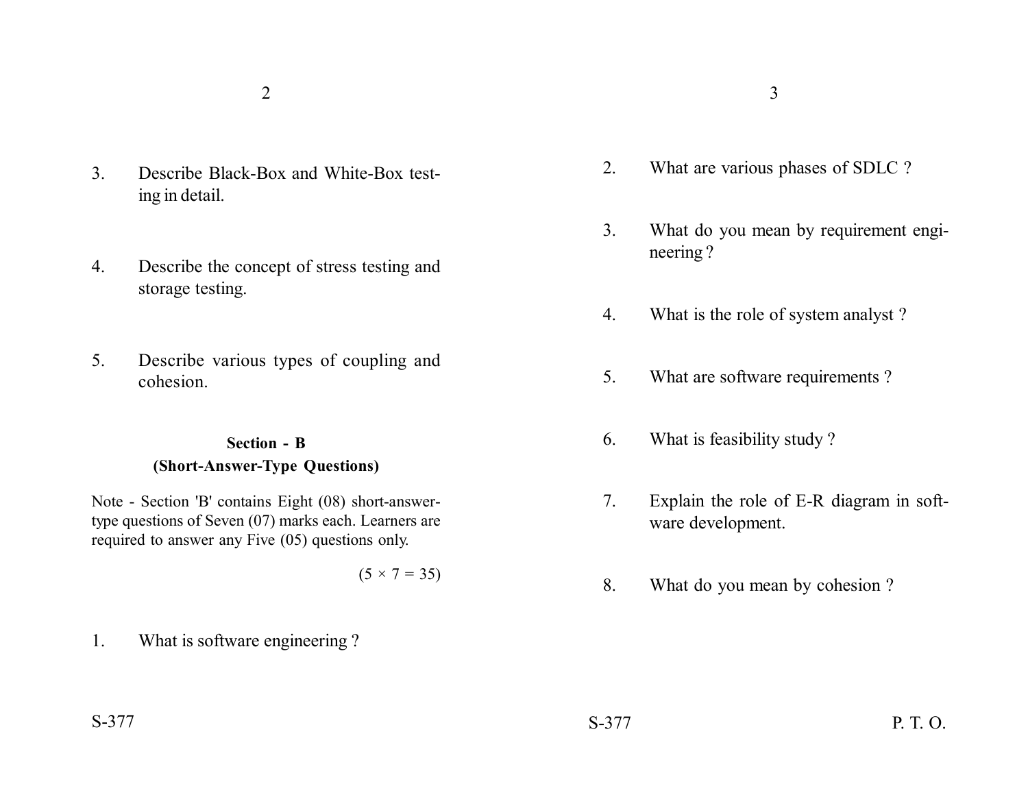3. Describe Black-Box and White-Box testing in detail.

4. Describe the concept of stress testing and storage testing.

5. Describe various types of coupling and cohesion.

**Section - B**

**(Short-Answer-Type Questions)**

Note - Section 'B' contains Eight (08) short-answer-type questions of Seven (07) marks each. Learners are required to answer any Five (05) questions only.

(5 × 7 = 35)

1. What is software engineering ?

2. What are various phases of SDLC ?

3. What do you mean by requirement engineering ?

4. What is the role of system analyst ?

5. What are software requirements ?

6. What is feasibility study ?

7. Explain the role of E-R diagram in software development.

8. What do you mean by cohesion ?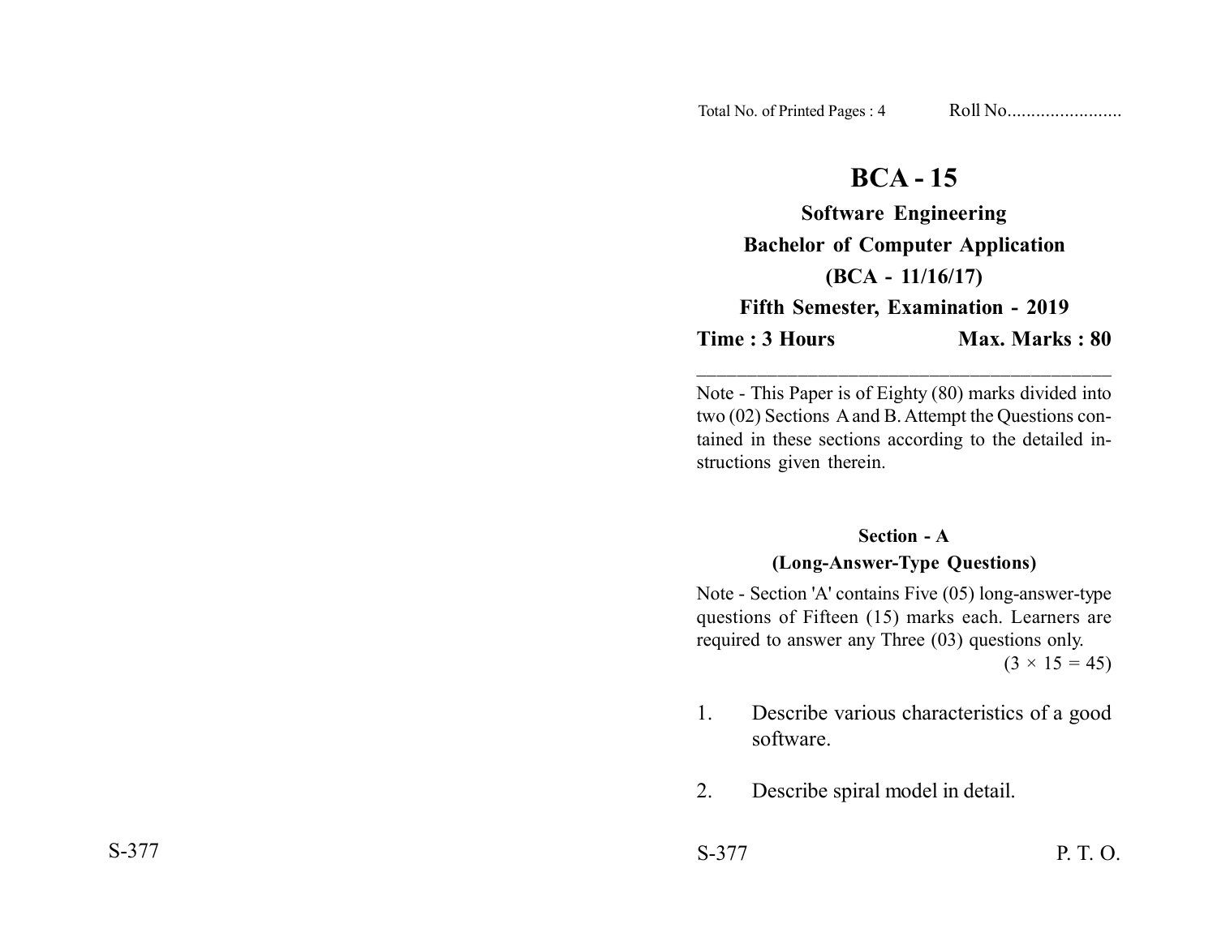Total No. of Printed Pages : 4 Roll No........................

# BCA - 15

## Software Engineering

## Bachelor of Computer Application

## (BCA - 11/16/17)

## Fifth Semester, Examination - 2019

**Time : 3 Hours** **Max. Marks : 80**

---

Note - This Paper is of Eighty (80) marks divided into two (02) Sections A and B. Attempt the Questions contained in these sections according to the detailed instructions given therein.

### Section - A

### (Long-Answer-Type Questions)

Note - Section 'A' contains Five (05) long-answer-type questions of Fifteen (15) marks each. Learners are required to answer any Three (03) questions only.

(3 × 15 = 45)

1. Describe various characteristics of a good software.

2. Describe spiral model in detail.

P. T. O.